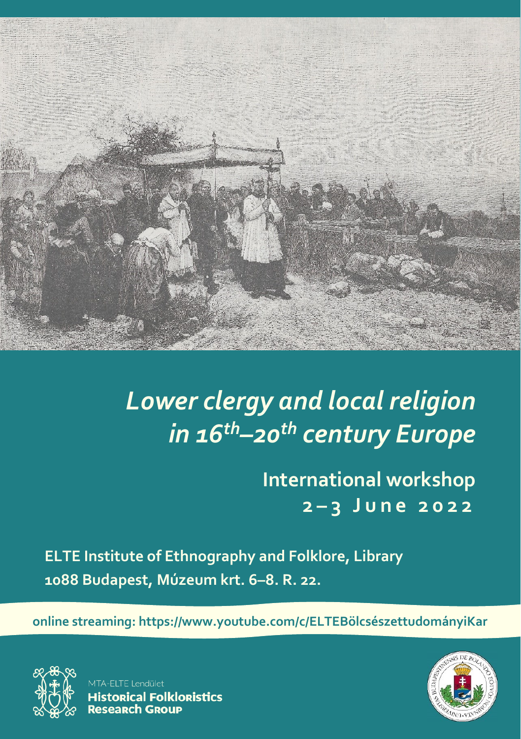# *Lower clergy and local religion in 16th–20th century Europe*

## International workshop
## 2–3 June 2022

**ELTE Institute of Ethnography and Folklore, Library**
**1088 Budapest, Múzeum krt. 6–8. R. 22.**

**online streaming: https://www.youtube.com/c/ELTEBölcsészettudományiKar**

MTA-ELTE Lendület
**Historical Folkloristics Research Group**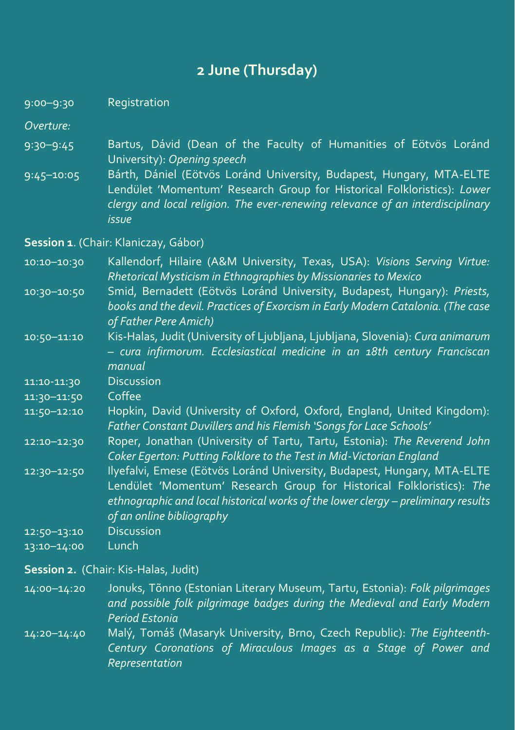## 2 June (Thursday)

9:00–9:30 Registration

*Overture:*

9:30–9:45 Bartus, Dávid (Dean of the Faculty of Humanities of Eötvös Loránd University): *Opening speech*

9:45–10:05 Bárth, Dániel (Eötvös Loránd University, Budapest, Hungary, MTA-ELTE Lendület 'Momentum' Research Group for Historical Folkloristics): *Lower clergy and local religion. The ever-renewing relevance of an interdisciplinary issue*

**Session 1**. (Chair: Klaniczay, Gábor)

10:10–10:30 Kallendorf, Hilaire (A&M University, Texas, USA): *Visions Serving Virtue: Rhetorical Mysticism in Ethnographies by Missionaries to Mexico*

10:30–10:50 Smid, Bernadett (Eötvös Loránd University, Budapest, Hungary): *Priests, books and the devil. Practices of Exorcism in Early Modern Catalonia. (The case of Father Pere Amich)*

10:50–11:10 Kis-Halas, Judit (University of Ljubljana, Ljubljana, Slovenia): *Cura animarum – cura infirmorum. Ecclesiastical medicine in an 18th century Franciscan manual*

11:10-11:30 Discussion

11:30–11:50 Coffee

11:50–12:10 Hopkin, David (University of Oxford, Oxford, England, United Kingdom): *Father Constant Duvillers and his Flemish 'Songs for Lace Schools'*

12:10–12:30 Roper, Jonathan (University of Tartu, Tartu, Estonia): *The Reverend John Coker Egerton: Putting Folklore to the Test in Mid-Victorian England*

12:30–12:50 Ilyefalvi, Emese (Eötvös Loránd University, Budapest, Hungary, MTA-ELTE Lendület 'Momentum' Research Group for Historical Folkloristics): *The ethnographic and local historical works of the lower clergy – preliminary results of an online bibliography*

12:50–13:10 Discussion

13:10–14:00 Lunch

**Session 2.** (Chair: Kis-Halas, Judit)

14:00–14:20 Jonuks, Tõnno (Estonian Literary Museum, Tartu, Estonia): *Folk pilgrimages and possible folk pilgrimage badges during the Medieval and Early Modern Period Estonia*

14:20–14:40 Malý, Tomáš (Masaryk University, Brno, Czech Republic): *The Eighteenth-Century Coronations of Miraculous Images as a Stage of Power and Representation*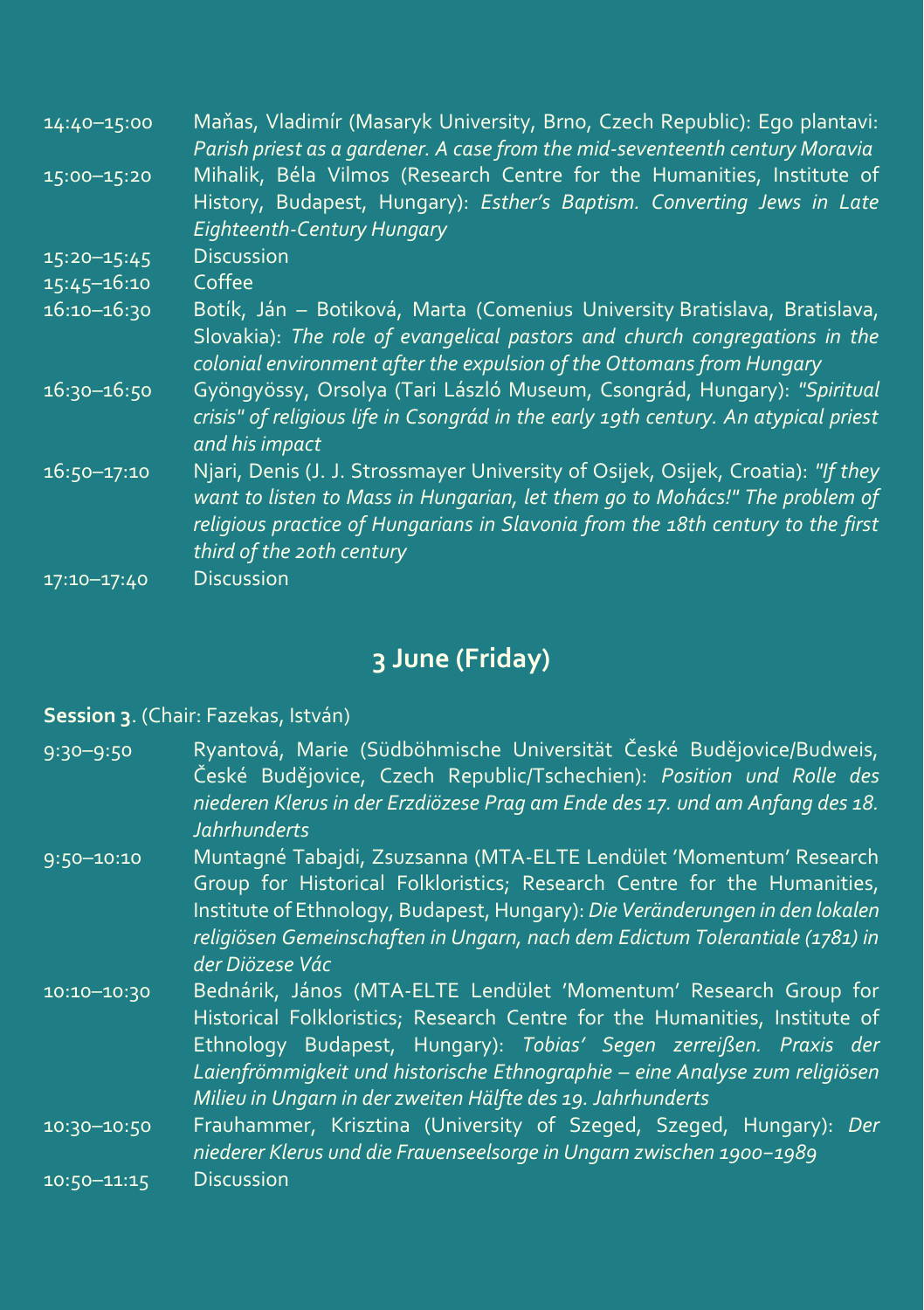| | |
|---|---|
| 14:40–15:00 | Maňas, Vladimír (Masaryk University, Brno, Czech Republic): Ego plantavi: *Parish priest as a gardener. A case from the mid-seventeenth century Moravia* |
| 15:00–15:20 | Mihalik, Béla Vilmos (Research Centre for the Humanities, Institute of History, Budapest, Hungary): *Esther's Baptism. Converting Jews in Late Eighteenth-Century Hungary* |
| 15:20–15:45 | Discussion |
| 15:45–16:10 | Coffee |
| 16:10–16:30 | Botík, Ján – Botiková, Marta (Comenius University Bratislava, Bratislava, Slovakia): *The role of evangelical pastors and church congregations in the colonial environment after the expulsion of the Ottomans from Hungary* |
| 16:30–16:50 | Gyöngyössy, Orsolya (Tari László Museum, Csongrád, Hungary): *"Spiritual crisis" of religious life in Csongrád in the early 19th century. An atypical priest and his impact* |
| 16:50–17:10 | Njari, Denis (J. J. Strossmayer University of Osijek, Osijek, Croatia): *"If they want to listen to Mass in Hungarian, let them go to Mohács!" The problem of religious practice of Hungarians in Slavonia from the 18th century to the first third of the 20th century* |
| 17:10–17:40 | Discussion |

## 3 June (Friday)

**Session 3**. (Chair: Fazekas, István)

| | |
|---|---|
| 9:30–9:50 | Ryantová, Marie (Südböhmische Universität České Budějovice/Budweis, České Budějovice, Czech Republic/Tschechien): *Position und Rolle des niederen Klerus in der Erzdiözese Prag am Ende des 17. und am Anfang des 18. Jahrhunderts* |
| 9:50–10:10 | Muntagné Tabajdi, Zsuzsanna (MTA-ELTE Lendület 'Momentum' Research Group for Historical Folkloristics; Research Centre for the Humanities, Institute of Ethnology, Budapest, Hungary): *Die Veränderungen in den lokalen religiösen Gemeinschaften in Ungarn, nach dem Edictum Tolerantiale (1781) in der Diözese Vác* |
| 10:10–10:30 | Bednárik, János (MTA-ELTE Lendület 'Momentum' Research Group for Historical Folkloristics; Research Centre for the Humanities, Institute of Ethnology Budapest, Hungary): *Tobias' Segen zerreißen. Praxis der Laienfrömmigkeit und historische Ethnographie – eine Analyse zum religiösen Milieu in Ungarn in der zweiten Hälfte des 19. Jahrhunderts* |
| 10:30–10:50 | Frauhammer, Krisztina (University of Szeged, Szeged, Hungary): *Der niederer Klerus und die Frauenseelsorge in Ungarn zwischen 1900–1989* |
| 10:50–11:15 | Discussion |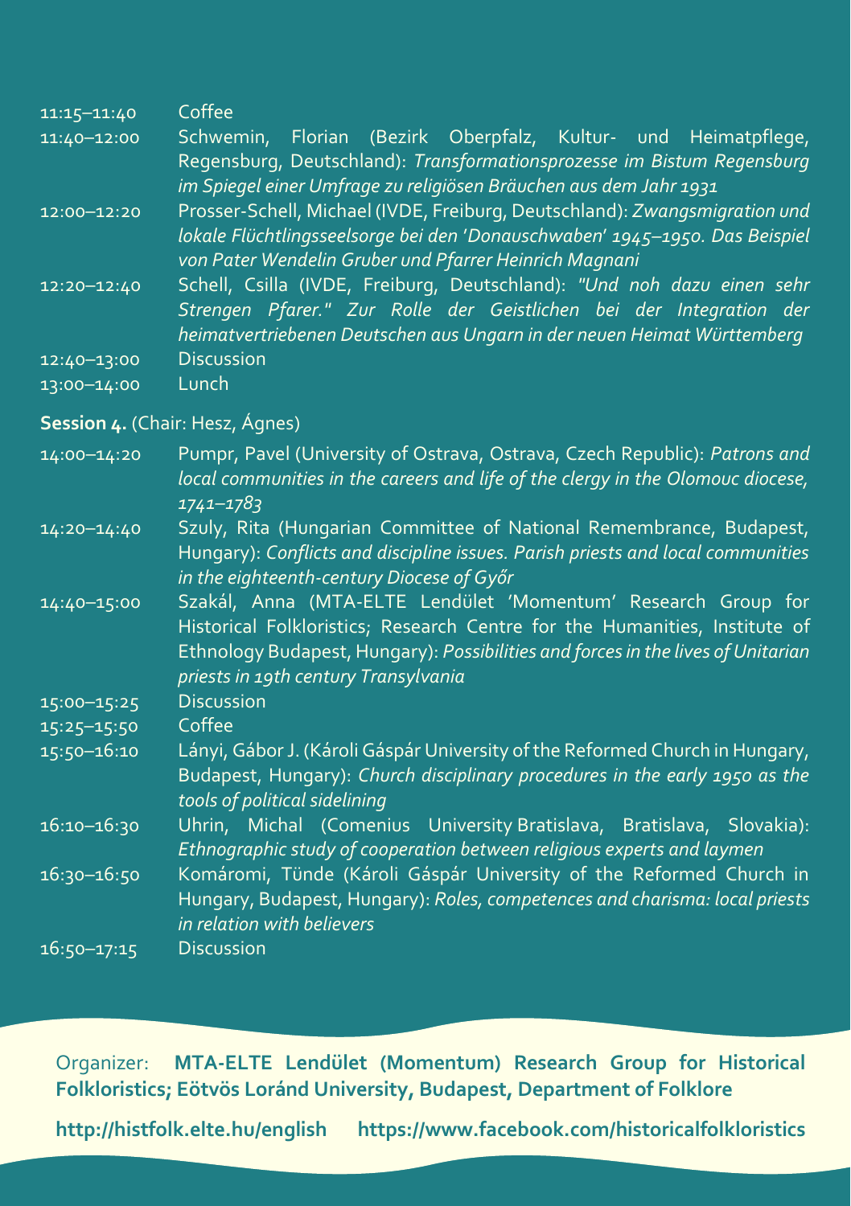| | |
|---|---|
| 11:15–11:40 | Coffee |
| 11:40–12:00 | Schwemin, Florian (Bezirk Oberpfalz, Kultur- und Heimatpflege, Regensburg, Deutschland): *Transformationsprozesse im Bistum Regensburg im Spiegel einer Umfrage zu religiösen Bräuchen aus dem Jahr 1931* |
| 12:00–12:20 | Prosser-Schell, Michael (IVDE, Freiburg, Deutschland): *Zwangsmigration und lokale Flüchtlingsseelsorge bei den 'Donauschwaben' 1945–1950. Das Beispiel von Pater Wendelin Gruber und Pfarrer Heinrich Magnani* |
| 12:20–12:40 | Schell, Csilla (IVDE, Freiburg, Deutschland): *"Und noh dazu einen sehr Strengen Pfarer." Zur Rolle der Geistlichen bei der Integration der heimatvertriebenen Deutschen aus Ungarn in der neuen Heimat Württemberg* |
| 12:40–13:00 | Discussion |
| 13:00–14:00 | Lunch |

**Session 4.** (Chair: Hesz, Ágnes)

| | |
|---|---|
| 14:00–14:20 | Pumpr, Pavel (University of Ostrava, Ostrava, Czech Republic): *Patrons and local communities in the careers and life of the clergy in the Olomouc diocese, 1741–1783* |
| 14:20–14:40 | Szuly, Rita (Hungarian Committee of National Remembrance, Budapest, Hungary): *Conflicts and discipline issues. Parish priests and local communities in the eighteenth-century Diocese of Győr* |
| 14:40–15:00 | Szakál, Anna (MTA-ELTE Lendület 'Momentum' Research Group for Historical Folkloristics; Research Centre for the Humanities, Institute of Ethnology Budapest, Hungary): *Possibilities and forces in the lives of Unitarian priests in 19th century Transylvania* |
| 15:00–15:25 | Discussion |
| 15:25–15:50 | Coffee |
| 15:50–16:10 | Lányi, Gábor J. (Károli Gáspár University of the Reformed Church in Hungary, Budapest, Hungary): *Church disciplinary procedures in the early 1950 as the tools of political sidelining* |
| 16:10–16:30 | Uhrin, Michal (Comenius University Bratislava, Bratislava, Slovakia): *Ethnographic study of cooperation between religious experts and laymen* |
| 16:30–16:50 | Komáromi, Tünde (Károli Gáspár University of the Reformed Church in Hungary, Budapest, Hungary): *Roles, competences and charisma: local priests in relation with believers* |
| 16:50–17:15 | Discussion |

Organizer: **MTA-ELTE Lendület (Momentum) Research Group for Historical Folkloristics; Eötvös Loránd University, Budapest, Department of Folklore**

**http://histfolk.elte.hu/english** **https://www.facebook.com/historicalfolkloristics**